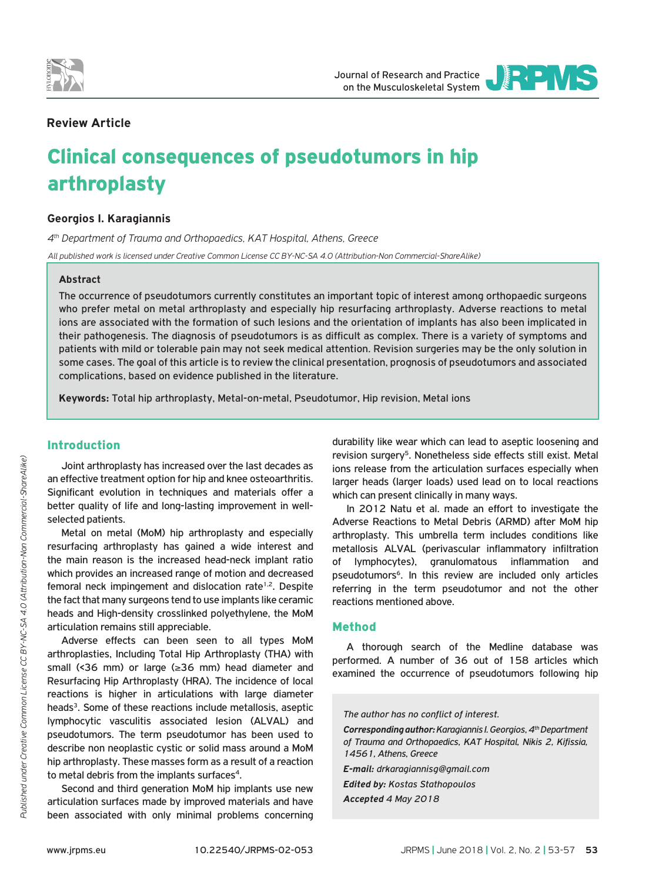**Review Article**

# Clinical consequences of pseudotumors in hip arthroplasty

**Georgios I. Karagiannis**

*4th Department of Trauma and Orthopaedics, KAT Hospital, Athens, Greece*

*All published work is licensed under Creative Common License CC BY-NC-SA 4.0 (Attribution-Non Commercial-ShareAlike)*

### Abstract

The occurrence of pseudotumors currently constitutes an important topic of interest among orthopaedic surgeons who prefer metal on metal arthroplasty and especially hip resurfacing arthroplasty. Adverse reactions to metal ions are associated with the formation of such lesions and the orientation of implants has also been implicated in their pathogenesis. The diagnosis of pseudotumors is as difficult as complex. There is a variety of symptoms and patients with mild or tolerable pain may not seek medical attention. Revision surgeries may be the only solution in some cases. The goal of this article is to review the clinical presentation, prognosis of pseudotumors and associated complications, based on evidence published in the literature.

**Keywords:** Total hip arthroplasty, Metal-on-metal, Pseudotumor, Hip revision, Metal ions

## Introduction

Joint arthroplasty has increased over the last decades as an effective treatment option for hip and knee osteoarthritis. Significant evolution in techniques and materials offer a better quality of life and long-lasting improvement in well-selected patients.

Metal on metal (MoM) hip arthroplasty and especially resurfacing arthroplasty has gained a wide interest and the main reason is the increased head-neck implant ratio which provides an increased range of motion and decreased femoral neck impingement and dislocation rate[1,2]. Despite the fact that many surgeons tend to use implants like ceramic heads and High-density crosslinked polyethylene, the MoM articulation remains still appreciable.

Adverse effects can been seen to all types MoM arthroplasties, Including Total Hip Arthroplasty (THA) with small (<36 mm) or large (≥36 mm) head diameter and Resurfacing Hip Arthroplasty (HRA). The incidence of local reactions is higher in articulations with large diameter heads[3]. Some of these reactions include metallosis, aseptic lymphocytic vasculitis associated lesion (ALVAL) and pseudotumors. The term pseudotumor has been used to describe non neoplastic cystic or solid mass around a MoM hip arthroplasty. These masses form as a result of a reaction to metal debris from the implants surfaces[4].

Second and third generation MoM hip implants use new articulation surfaces made by improved materials and have been associated with only minimal problems concerning durability like wear which can lead to aseptic loosening and revision surgery[5]. Nonetheless side effects still exist. Metal ions release from the articulation surfaces especially when larger heads (larger loads) used lead on to local reactions which can present clinically in many ways.

In 2012 Natu et al. made an effort to investigate the Adverse Reactions to Metal Debris (ARMD) after MoM hip arthroplasty. This umbrella term includes conditions like metallosis ALVAL (perivascular inflammatory infiltration of lymphocytes), granulomatous inflammation and pseudotumors[6]. In this review are included only articles referring in the term pseudotumor and not the other reactions mentioned above.

## Method

A thorough search of the Medline database was performed. A number of 36 out of 158 articles which examined the occurrence of pseudotumors following hip

*The author has no conflict of interest.*

***Corresponding author:*** *Karagiannis I. Georgios, 4th Department of Trauma and Orthopaedics, KAT Hospital, Nikis 2, Kifissia, 14561, Athens, Greece*

***E-mail:*** *drkaragiannisg@gmail.com*

***Edited by:*** *Kostas Stathopoulos*

***Accepted*** *4 May 2018*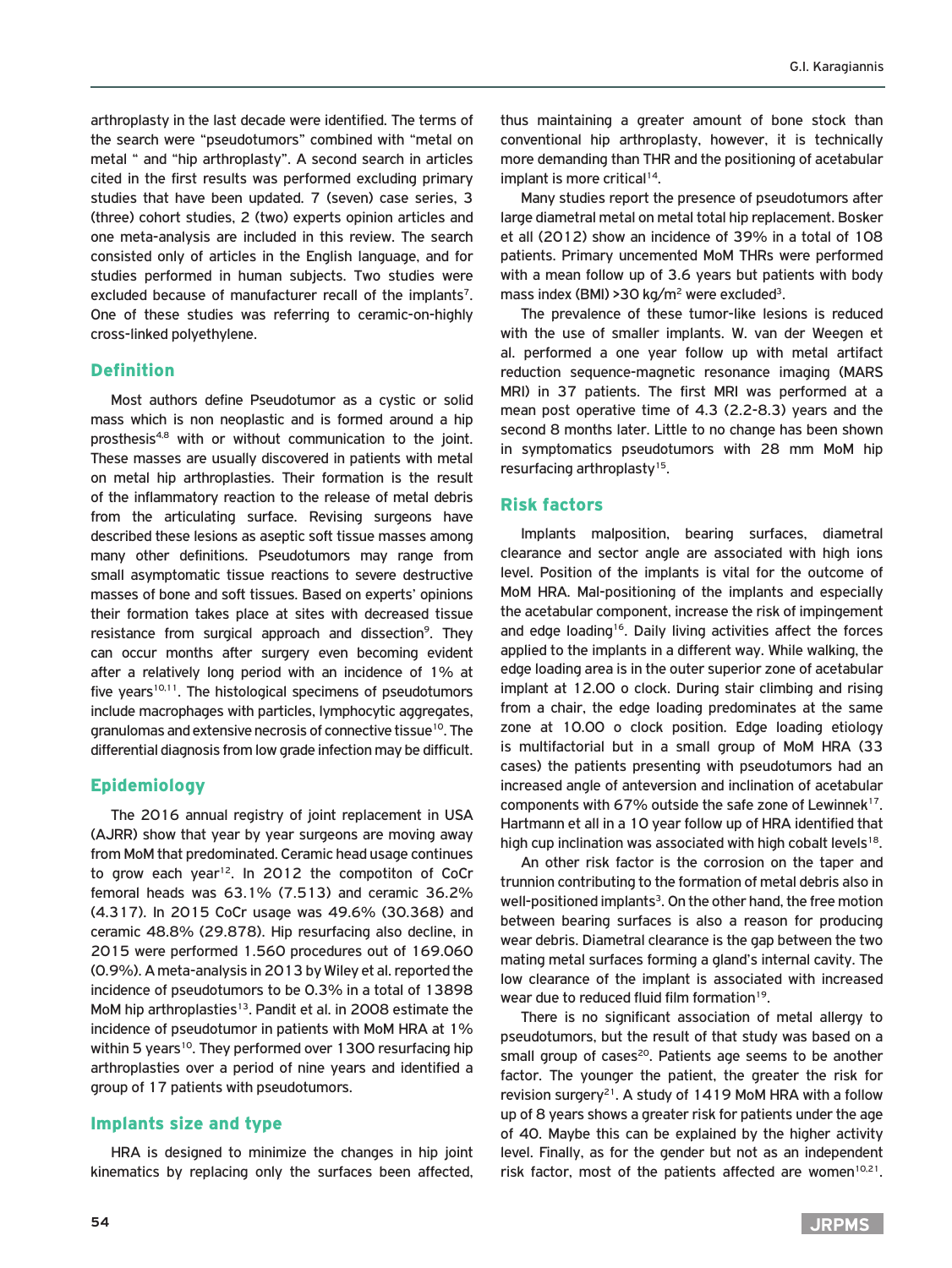arthroplasty in the last decade were identified. The terms of the search were "pseudotumors" combined with "metal on metal " and "hip arthroplasty". A second search in articles cited in the first results was performed excluding primary studies that have been updated. 7 (seven) case series, 3 (three) cohort studies, 2 (two) experts opinion articles and one meta-analysis are included in this review. The search consisted only of articles in the English language, and for studies performed in human subjects. Two studies were excluded because of manufacturer recall of the implants[7]. One of these studies was referring to ceramic-on-highly cross-linked polyethylene.

## Definition

Most authors define Pseudotumor as a cystic or solid mass which is non neoplastic and is formed around a hip prosthesis[4,8] with or without communication to the joint. These masses are usually discovered in patients with metal on metal hip arthroplasties. Their formation is the result of the inflammatory reaction to the release of metal debris from the articulating surface. Revising surgeons have described these lesions as aseptic soft tissue masses among many other definitions. Pseudotumors may range from small asymptomatic tissue reactions to severe destructive masses of bone and soft tissues. Based on experts' opinions their formation takes place at sites with decreased tissue resistance from surgical approach and dissection[9]. They can occur months after surgery even becoming evident after a relatively long period with an incidence of 1% at five years[10,11]. The histological specimens of pseudotumors include macrophages with particles, lymphocytic aggregates, granulomas and extensive necrosis of connective tissue[10]. The differential diagnosis from low grade infection may be difficult.

## Epidemiology

The 2016 annual registry of joint replacement in USA (AJRR) show that year by year surgeons are moving away from MoM that predominated. Ceramic head usage continues to grow each year[12]. In 2012 the compotiton of CoCr femoral heads was 63.1% (7.513) and ceramic 36.2% (4.317). In 2015 CoCr usage was 49.6% (30.368) and ceramic 48.8% (29.878). Hip resurfacing also decline, in 2015 were performed 1.560 procedures out of 169.060 (0.9%). A meta-analysis in 2013 by Wiley et al. reported the incidence of pseudotumors to be 0.3% in a total of 13898 MoM hip arthroplasties[13]. Pandit et al. in 2008 estimate the incidence of pseudotumor in patients with MoM HRA at 1% within 5 years[10]. They performed over 1300 resurfacing hip arthroplasties over a period of nine years and identified a group of 17 patients with pseudotumors.

## Implants size and type

HRA is designed to minimize the changes in hip joint kinematics by replacing only the surfaces been affected, thus maintaining a greater amount of bone stock than conventional hip arthroplasty, however, it is technically more demanding than THR and the positioning of acetabular implant is more critical[14].

Many studies report the presence of pseudotumors after large diametral metal on metal total hip replacement. Bosker et all (2012) show an incidence of 39% in a total of 108 patients. Primary uncemented MoM THRs were performed with a mean follow up of 3.6 years but patients with body mass index (BMI) >30 kg/m$^2$ were excluded[3].

The prevalence of these tumor-like lesions is reduced with the use of smaller implants. W. van der Weegen et al. performed a one year follow up with metal artifact reduction sequence-magnetic resonance imaging (MARS MRI) in 37 patients. The first MRI was performed at a mean post operative time of 4.3 (2.2-8.3) years and the second 8 months later. Little to no change has been shown in symptomatics pseudotumors with 28 mm MoM hip resurfacing arthroplasty[15].

## Risk factors

Implants malposition, bearing surfaces, diametral clearance and sector angle are associated with high ions level. Position of the implants is vital for the outcome of MoM HRA. Mal-positioning of the implants and especially the acetabular component, increase the risk of impingement and edge loading[16]. Daily living activities affect the forces applied to the implants in a different way. While walking, the edge loading area is in the outer superior zone of acetabular implant at 12.00 o clock. During stair climbing and rising from a chair, the edge loading predominates at the same zone at 10.00 o clock position. Edge loading etiology is multifactorial but in a small group of MoM HRA (33 cases) the patients presenting with pseudotumors had an increased angle of anteversion and inclination of acetabular components with 67% outside the safe zone of Lewinnek[17]. Hartmann et all in a 10 year follow up of HRA identified that high cup inclination was associated with high cobalt levels[18].

An other risk factor is the corrosion on the taper and trunnion contributing to the formation of metal debris also in well-positioned implants[3]. On the other hand, the free motion between bearing surfaces is also a reason for producing wear debris. Diametral clearance is the gap between the two mating metal surfaces forming a gland's internal cavity. The low clearance of the implant is associated with increased wear due to reduced fluid film formation[19].

There is no significant association of metal allergy to pseudotumors, but the result of that study was based on a small group of cases[20]. Patients age seems to be another factor. The younger the patient, the greater the risk for revision surgery[21]. A study of 1419 MoM HRA with a follow up of 8 years shows a greater risk for patients under the age of 40. Maybe this can be explained by the higher activity level. Finally, as for the gender but not as an independent risk factor, most of the patients affected are women[10,21].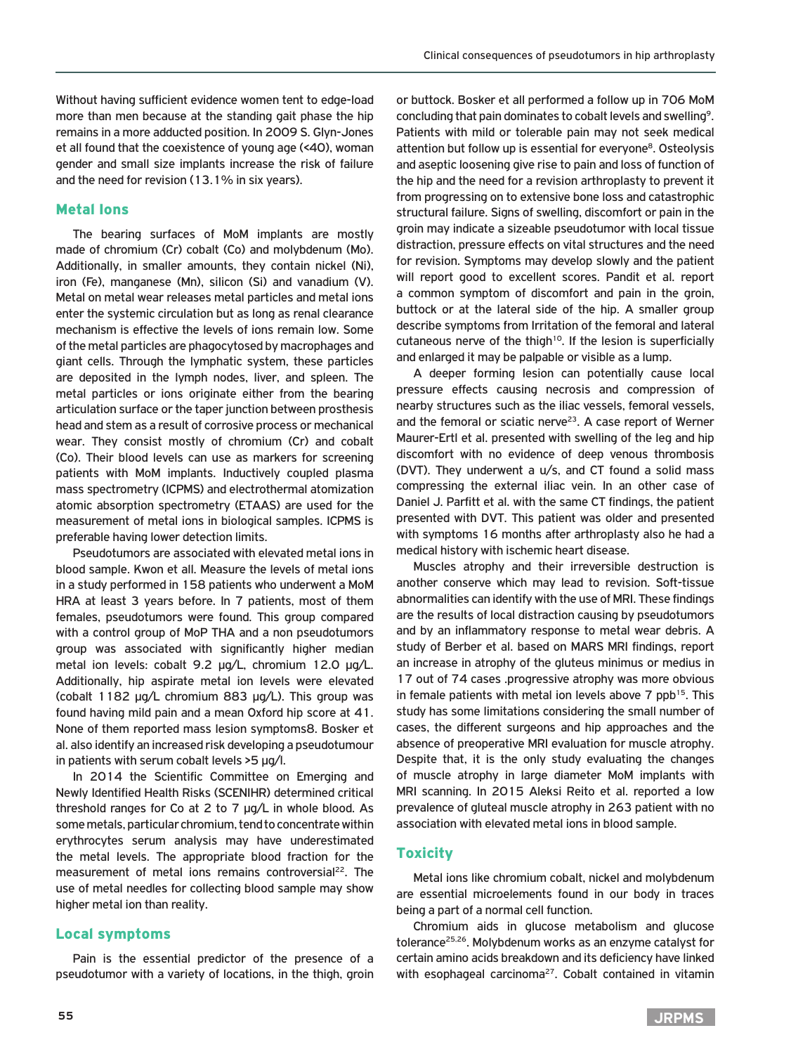Without having sufficient evidence women tent to edge-load more than men because at the standing gait phase the hip remains in a more adducted position. In 2009 S. Glyn-Jones et all found that the coexistence of young age (<40), woman gender and small size implants increase the risk of failure and the need for revision (13.1% in six years).

## Metal Ions

The bearing surfaces of MoM implants are mostly made of chromium (Cr) cobalt (Co) and molybdenum (Mo). Additionally, in smaller amounts, they contain nickel (Ni), iron (Fe), manganese (Mn), silicon (Si) and vanadium (V). Metal on metal wear releases metal particles and metal ions enter the systemic circulation but as long as renal clearance mechanism is effective the levels of ions remain low. Some of the metal particles are phagocytosed by macrophages and giant cells. Through the lymphatic system, these particles are deposited in the lymph nodes, liver, and spleen. The metal particles or ions originate either from the bearing articulation surface or the taper junction between prosthesis head and stem as a result of corrosive process or mechanical wear. They consist mostly of chromium (Cr) and cobalt (Co). Their blood levels can use as markers for screening patients with MoM implants. Inductively coupled plasma mass spectrometry (ICPMS) and electrothermal atomization atomic absorption spectrometry (ETAAS) are used for the measurement of metal ions in biological samples. ICPMS is preferable having lower detection limits.

Pseudotumors are associated with elevated metal ions in blood sample. Kwon et all. Measure the levels of metal ions in a study performed in 158 patients who underwent a MoM HRA at least 3 years before. In 7 patients, most of them females, pseudotumors were found. This group compared with a control group of MoP THA and a non pseudotumors group was associated with significantly higher median metal ion levels: cobalt 9.2 μg/L, chromium 12.0 μg/L. Additionally, hip aspirate metal ion levels were elevated (cobalt 1182 μg/L chromium 883 μg/L). This group was found having mild pain and a mean Oxford hip score at 41. None of them reported mass lesion symptoms8. Bosker et al. also identify an increased risk developing a pseudotumour in patients with serum cobalt levels >5 μg/l.

In 2014 the Scientific Committee on Emerging and Newly Identified Health Risks (SCENIHR) determined critical threshold ranges for Co at 2 to 7 μg/L in whole blood. As some metals, particular chromium, tend to concentrate within erythrocytes serum analysis may have underestimated the metal levels. The appropriate blood fraction for the measurement of metal ions remains controversial[22]. The use of metal needles for collecting blood sample may show higher metal ion than reality.

## Local symptoms

Pain is the essential predictor of the presence of a pseudotumor with a variety of locations, in the thigh, groin or buttock. Bosker et all performed a follow up in 706 MoM concluding that pain dominates to cobalt levels and swelling[9]. Patients with mild or tolerable pain may not seek medical attention but follow up is essential for everyone[8]. Osteolysis and aseptic loosening give rise to pain and loss of function of the hip and the need for a revision arthroplasty to prevent it from progressing on to extensive bone loss and catastrophic structural failure. Signs of swelling, discomfort or pain in the groin may indicate a sizeable pseudotumor with local tissue distraction, pressure effects on vital structures and the need for revision. Symptoms may develop slowly and the patient will report good to excellent scores. Pandit et al. report a common symptom of discomfort and pain in the groin, buttock or at the lateral side of the hip. A smaller group describe symptoms from Irritation of the femoral and lateral cutaneous nerve of the thigh[10]. If the lesion is superficially and enlarged it may be palpable or visible as a lump.

A deeper forming lesion can potentially cause local pressure effects causing necrosis and compression of nearby structures such as the iliac vessels, femoral vessels, and the femoral or sciatic nerve[23]. A case report of Werner Maurer-Ertl et al. presented with swelling of the leg and hip discomfort with no evidence of deep venous thrombosis (DVT). They underwent a u/s, and CT found a solid mass compressing the external iliac vein. In an other case of Daniel J. Parfitt et al. with the same CT findings, the patient presented with DVT. This patient was older and presented with symptoms 16 months after arthroplasty also he had a medical history with ischemic heart disease.

Muscles atrophy and their irreversible destruction is another conserve which may lead to revision. Soft-tissue abnormalities can identify with the use of MRI. These findings are the results of local distraction causing by pseudotumors and by an inflammatory response to metal wear debris. A study of Berber et al. based on MARS MRI findings, report an increase in atrophy of the gluteus minimus or medius in 17 out of 74 cases .progressive atrophy was more obvious in female patients with metal ion levels above 7 ppb[15]. This study has some limitations considering the small number of cases, the different surgeons and hip approaches and the absence of preoperative MRI evaluation for muscle atrophy. Despite that, it is the only study evaluating the changes of muscle atrophy in large diameter MoM implants with MRI scanning. In 2015 Aleksi Reito et al. reported a low prevalence of gluteal muscle atrophy in 263 patient with no association with elevated metal ions in blood sample.

## Toxicity

Metal ions like chromium cobalt, nickel and molybdenum are essential microelements found in our body in traces being a part of a normal cell function.

Chromium aids in glucose metabolism and glucose tolerance[25,26]. Molybdenum works as an enzyme catalyst for certain amino acids breakdown and its deficiency have linked with esophageal carcinoma[27]. Cobalt contained in vitamin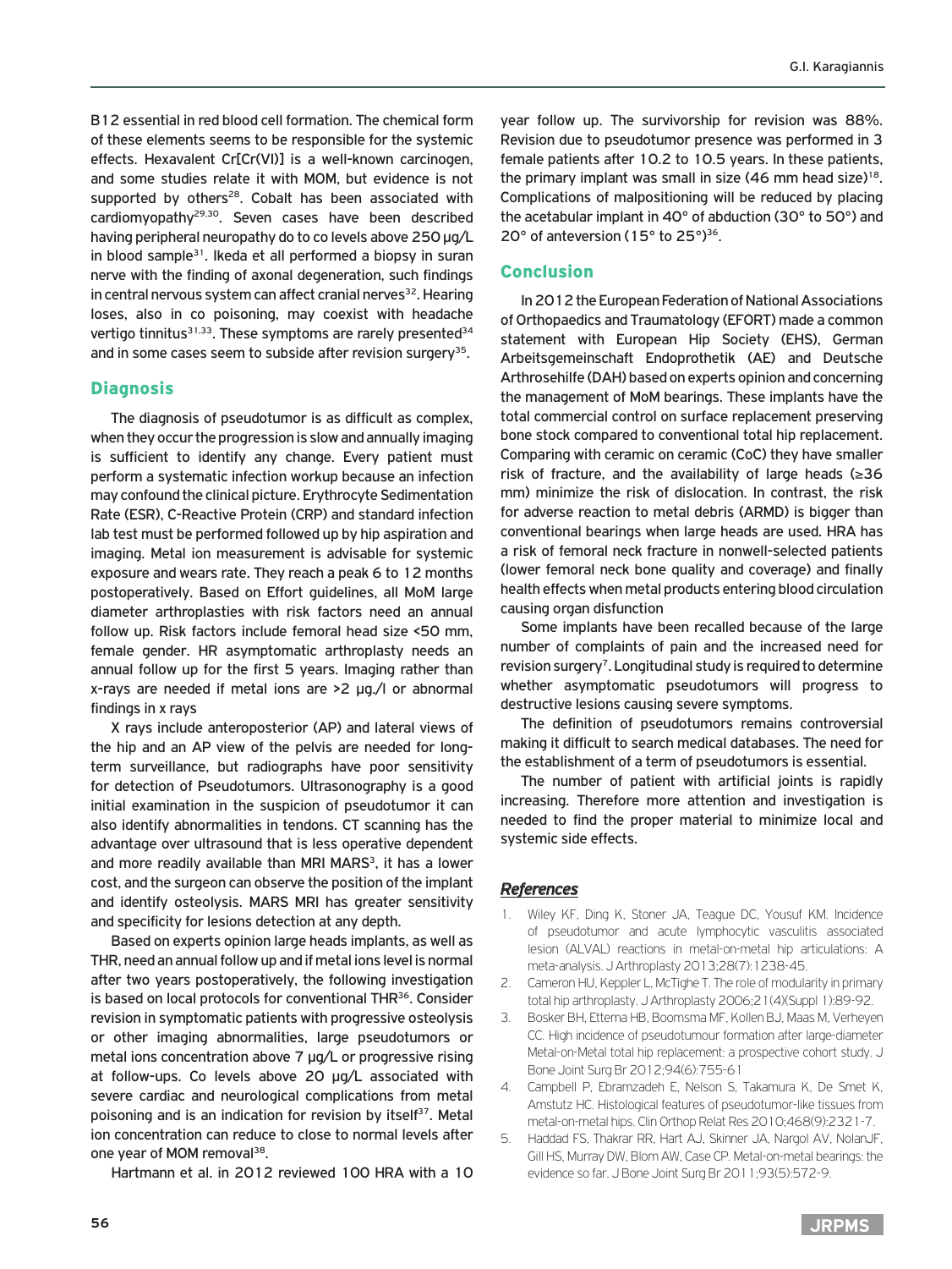B12 essential in red blood cell formation. The chemical form of these elements seems to be responsible for the systemic effects. Hexavalent Cr[Cr(VI)] is a well-known carcinogen, and some studies relate it with MOM, but evidence is not supported by others[28]. Cobalt has been associated with cardiomyopathy[29,30]. Seven cases have been described having peripheral neuropathy do to co levels above 250 μg/L in blood sample[31]. Ikeda et all performed a biopsy in suran nerve with the finding of axonal degeneration, such findings in central nervous system can affect cranial nerves[32]. Hearing loses, also in co poisoning, may coexist with headache vertigo tinnitus[31,33]. These symptoms are rarely presented[34] and in some cases seem to subside after revision surgery[35].

## Diagnosis

The diagnosis of pseudotumor is as difficult as complex, when they occur the progression is slow and annually imaging is sufficient to identify any change. Every patient must perform a systematic infection workup because an infection may confound the clinical picture. Erythrocyte Sedimentation Rate (ESR), C-Reactive Protein (CRP) and standard infection lab test must be performed followed up by hip aspiration and imaging. Metal ion measurement is advisable for systemic exposure and wears rate. They reach a peak 6 to 12 months postoperatively. Based on Effort guidelines, all MoM large diameter arthroplasties with risk factors need an annual follow up. Risk factors include femoral head size <50 mm, female gender. HR asymptomatic arthroplasty needs an annual follow up for the first 5 years. Imaging rather than x-rays are needed if metal ions are >2 μg./l or abnormal findings in x rays

X rays include anteroposterior (AP) and lateral views of the hip and an AP view of the pelvis are needed for long-term surveillance, but radiographs have poor sensitivity for detection of Pseudotumors. Ultrasonography is a good initial examination in the suspicion of pseudotumor it can also identify abnormalities in tendons. CT scanning has the advantage over ultrasound that is less operative dependent and more readily available than MRI MARS[3], it has a lower cost, and the surgeon can observe the position of the implant and identify osteolysis. MARS MRI has greater sensitivity and specificity for lesions detection at any depth.

Based on experts opinion large heads implants, as well as THR, need an annual follow up and if metal ions level is normal after two years postoperatively, the following investigation is based on local protocols for conventional THR[36]. Consider revision in symptomatic patients with progressive osteolysis or other imaging abnormalities, large pseudotumors or metal ions concentration above 7 μg/L or progressive rising at follow-ups. Co levels above 20 μg/L associated with severe cardiac and neurological complications from metal poisoning and is an indication for revision by itself[37]. Metal ion concentration can reduce to close to normal levels after one year of MOM removal[38].

Hartmann et al. in 2012 reviewed 100 HRA with a 10 year follow up. The survivorship for revision was 88%. Revision due to pseudotumor presence was performed in 3 female patients after 10.2 to 10.5 years. In these patients, the primary implant was small in size (46 mm head size)[18]. Complications of malpositioning will be reduced by placing the acetabular implant in 40° of abduction (30° to 50°) and 20° of anteversion (15° to 25°)[36].

## Conclusion

In 2012 the European Federation of National Associations of Orthopaedics and Traumatology (EFORT) made a common statement with European Hip Society (EHS), German Arbeitsgemeinschaft Endoprothetik (AE) and Deutsche Arthrosehilfe (DAH) based on experts opinion and concerning the management of MoM bearings. These implants have the total commercial control on surface replacement preserving bone stock compared to conventional total hip replacement. Comparing with ceramic on ceramic (CoC) they have smaller risk of fracture, and the availability of large heads (≥36 mm) minimize the risk of dislocation. In contrast, the risk for adverse reaction to metal debris (ARMD) is bigger than conventional bearings when large heads are used. HRA has a risk of femoral neck fracture in nonwell-selected patients (lower femoral neck bone quality and coverage) and finally health effects when metal products entering blood circulation causing organ disfunction

Some implants have been recalled because of the large number of complaints of pain and the increased need for revision surgery[7]. Longitudinal study is required to determine whether asymptomatic pseudotumors will progress to destructive lesions causing severe symptoms.

The definition of pseudotumors remains controversial making it difficult to search medical databases. The need for the establishment of a term of pseudotumors is essential.

The number of patient with artificial joints is rapidly increasing. Therefore more attention and investigation is needed to find the proper material to minimize local and systemic side effects.

## *References*

1. Wiley KF, Ding K, Stoner JA, Teague DC, Yousuf KM. Incidence of pseudotumor and acute lymphocytic vasculitis associated lesion (ALVAL) reactions in metal-on-metal hip articulations: A meta-analysis. J Arthroplasty 2013;28(7):1238-45.
2. Cameron HU, Keppler L, McTighe T. The role of modularity in primary total hip arthroplasty. J Arthroplasty 2006;21(4)(Suppl 1):89-92.
3. Bosker BH, Ettema HB, Boomsma MF, Kollen BJ, Maas M, Verheyen CC. High incidence of pseudotumour formation after large-diameter Metal-on-Metal total hip replacement: a prospective cohort study. J Bone Joint Surg Br 2012;94(6):755-61
4. Campbell P, Ebramzadeh E, Nelson S, Takamura K, De Smet K, Amstutz HC. Histological features of pseudotumor-like tissues from metal-on-metal hips. Clin Orthop Relat Res 2010;468(9):2321-7.
5. Haddad FS, Thakrar RR, Hart AJ, Skinner JA, Nargol AV, NolanJF, Gill HS, Murray DW, Blom AW, Case CP. Metal-on-metal bearings: the evidence so far. J Bone Joint Surg Br 2011;93(5):572-9.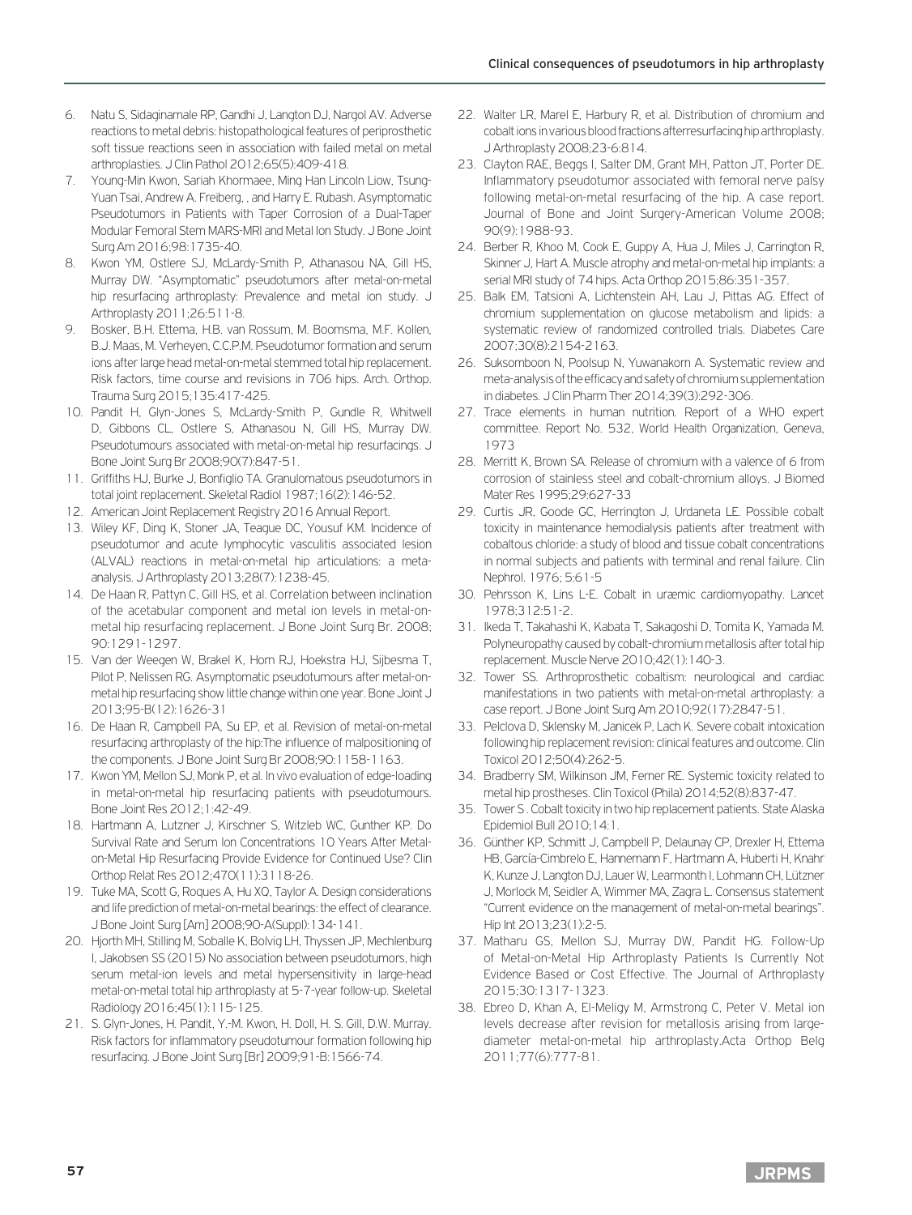6. Natu S, Sidaginamale RP, Gandhi J, Langton DJ, Nargol AV. Adverse reactions to metal debris: histopathological features of periprosthetic soft tissue reactions seen in association with failed metal on metal arthroplasties. J Clin Pathol 2012;65(5):409-418.
7. Young-Min Kwon, Sariah Khormaee, Ming Han Lincoln Liow, Tsung-Yuan Tsai, Andrew A. Freiberg, , and Harry E. Rubash. Asymptomatic Pseudotumors in Patients with Taper Corrosion of a Dual-Taper Modular Femoral Stem MARS-MRI and Metal Ion Study. J Bone Joint Surg Am 2016;98:1735-40.
8. Kwon YM, Ostlere SJ, McLardy-Smith P, Athanasou NA, Gill HS, Murray DW. "Asymptomatic" pseudotumors after metal-on-metal hip resurfacing arthroplasty: Prevalence and metal ion study. J Arthroplasty 2011;26:511-8.
9. Bosker, B.H. Ettema, H.B. van Rossum, M. Boomsma, M.F. Kollen, B.J. Maas, M. Verheyen, C.C.P.M. Pseudotumor formation and serum ions after large head metal-on-metal stemmed total hip replacement. Risk factors, time course and revisions in 706 hips. Arch. Orthop. Trauma Surg 2015;135:417-425.
10. Pandit H, Glyn-Jones S, McLardy-Smith P, Gundle R, Whitwell D, Gibbons CL, Ostlere S, Athanasou N, Gill HS, Murray DW. Pseudotumours associated with metal-on-metal hip resurfacings. J Bone Joint Surg Br 2008;90(7):847-51.
11. Griffiths HJ, Burke J, Bonfiglio TA. Granulomatous pseudotumors in total joint replacement. Skeletal Radiol 1987;16(2):146-52.
12. American Joint Replacement Registry 2016 Annual Report.
13. Wiley KF, Ding K, Stoner JA, Teague DC, Yousuf KM. Incidence of pseudotumor and acute lymphocytic vasculitis associated lesion (ALVAL) reactions in metal-on-metal hip articulations: a meta-analysis. J Arthroplasty 2013;28(7):1238-45.
14. De Haan R, Pattyn C, Gill HS, et al. Correlation between inclination of the acetabular component and metal ion levels in metal-on-metal hip resurfacing replacement. J Bone Joint Surg Br. 2008; 90:1291-1297.
15. Van der Weegen W, Brakel K, Horn RJ, Hoekstra HJ, Sijbesma T, Pilot P, Nelissen RG. Asymptomatic pseudotumours after metal-on-metal hip resurfacing show little change within one year. Bone Joint J 2013;95-B(12):1626-31
16. De Haan R, Campbell PA, Su EP, et al. Revision of metal-on-metal resurfacing arthroplasty of the hip:The influence of malpositioning of the components. J Bone Joint Surg Br 2008;90:1158-1163.
17. Kwon YM, Mellon SJ, Monk P, et al. In vivo evaluation of edge-loading in metal-on-metal hip resurfacing patients with pseudotumours. Bone Joint Res 2012;1:42-49.
18. Hartmann A, Lutzner J, Kirschner S, Witzleb WC, Gunther KP. Do Survival Rate and Serum Ion Concentrations 10 Years After Metal-on-Metal Hip Resurfacing Provide Evidence for Continued Use? Clin Orthop Relat Res 2012;470(11):3118-26.
19. Tuke MA, Scott G, Roques A, Hu XQ, Taylor A. Design considerations and life prediction of metal-on-metal bearings: the effect of clearance. J Bone Joint Surg [Am] 2008;90-A(Suppl):134-141.
20. Hjorth MH, Stilling M, Soballe K, Bolvig LH, Thyssen JP, Mechlenburg I, Jakobsen SS (2015) No association between pseudotumors, high serum metal-ion levels and metal hypersensitivity in large-head metal-on-metal total hip arthroplasty at 5-7-year follow-up. Skeletal Radiology 2016;45(1):115-125.
21. S. Glyn-Jones, H. Pandit, Y.-M. Kwon, H. Doll, H. S. Gill, D.W. Murray. Risk factors for inflammatory pseudotumour formation following hip resurfacing. J Bone Joint Surg [Br] 2009;91-B:1566-74.
22. Walter LR, Marel E, Harbury R, et al. Distribution of chromium and cobalt ions in various blood fractions afterresurfacing hip arthroplasty. J Arthroplasty 2008;23-6:814.
23. Clayton RAE, Beggs I, Salter DM, Grant MH, Patton JT, Porter DE. Inflammatory pseudotumor associated with femoral nerve palsy following metal-on-metal resurfacing of the hip. A case report. Journal of Bone and Joint Surgery-American Volume 2008; 90(9):1988-93.
24. Berber R, Khoo M, Cook E, Guppy A, Hua J, Miles J, Carrington R, Skinner J, Hart A. Muscle atrophy and metal-on-metal hip implants: a serial MRI study of 74 hips. Acta Orthop 2015;86:351-357.
25. Balk EM, Tatsioni A, Lichtenstein AH, Lau J, Pittas AG. Effect of chromium supplementation on glucose metabolism and lipids: a systematic review of randomized controlled trials. Diabetes Care 2007;30(8):2154-2163.
26. Suksomboon N, Poolsup N, Yuwanakorn A. Systematic review and meta-analysis of the efficacy and safety of chromium supplementation in diabetes. J Clin Pharm Ther 2014;39(3):292-306.
27. Trace elements in human nutrition. Report of a WHO expert committee. Report No. 532, World Health Organization, Geneva, 1973
28. Merritt K, Brown SA. Release of chromium with a valence of 6 from corrosion of stainless steel and cobalt-chromium alloys. J Biomed Mater Res 1995;29:627-33
29. Curtis JR, Goode GC, Herrington J, Urdaneta LE. Possible cobalt toxicity in maintenance hemodialysis patients after treatment with cobaltous chloride: a study of blood and tissue cobalt concentrations in normal subjects and patients with terminal and renal failure. Clin Nephrol. 1976; 5:61-5
30. Pehrsson K, Lins L-E. Cobalt in uræmic cardiomyopathy. Lancet 1978;312:51-2.
31. Ikeda T, Takahashi K, Kabata T, Sakagoshi D, Tomita K, Yamada M. Polyneuropathy caused by cobalt-chromium metallosis after total hip replacement. Muscle Nerve 2010;42(1):140-3.
32. Tower SS. Arthroprosthetic cobaltism: neurological and cardiac manifestations in two patients with metal-on-metal arthroplasty: a case report. J Bone Joint Surg Am 2010;92(17):2847-51.
33. Pelclova D, Sklensky M, Janicek P, Lach K. Severe cobalt intoxication following hip replacement revision: clinical features and outcome. Clin Toxicol 2012;50(4):262-5.
34. Bradberry SM, Wilkinson JM, Ferner RE. Systemic toxicity related to metal hip prostheses. Clin Toxicol (Phila) 2014;52(8):837-47.
35. Tower S . Cobalt toxicity in two hip replacement patients. State Alaska Epidemiol Bull 2010;14:1.
36. Günther KP, Schmitt J, Campbell P, Delaunay CP, Drexler H, Ettema HB, García-Cimbrelo E, Hannemann F, Hartmann A, Huberti H, Knahr K, Kunze J, Langton DJ, Lauer W, Learmonth I, Lohmann CH, Lützner J, Morlock M, Seidler A, Wimmer MA, Zagra L. Consensus statement "Current evidence on the management of metal-on-metal bearings". Hip Int 2013;23(1):2-5.
37. Matharu GS, Mellon SJ, Murray DW, Pandit HG. Follow-Up of Metal-on-Metal Hip Arthroplasty Patients Is Currently Not Evidence Based or Cost Effective. The Journal of Arthroplasty 2015;30:1317-1323.
38. Ebreo D, Khan A, El-Meligy M, Armstrong C, Peter V. Metal ion levels decrease after revision for metallosis arising from large-diameter metal-on-metal hip arthroplasty.Acta Orthop Belg 2011;77(6):777-81.